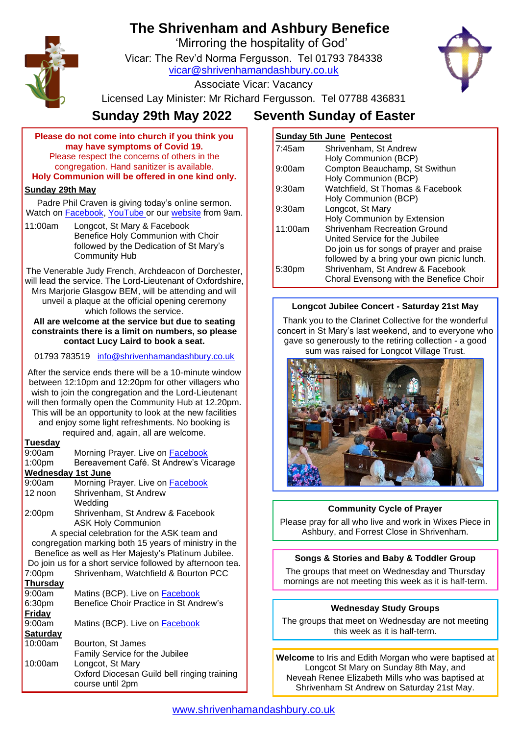# The Shrivenham and Ashbury Benefice

'Mirroring the hospitality of God'

Vicar: The Rev'd Norma Fergusson. Tel 01793 784338

vicar@shrivenhamandashbury.co.uk

Associate Vicar: Vacancy

Licensed Lay Minister: Mr Richard Fergusson. Tel 07788 436831

## Sunday 29th May 2022 Seventh Sunday of Easter

**Please do not come into church if you think you may have symptoms of Covid 19.**
Please respect the concerns of others in the congregation. Hand sanitizer is available.
**Holy Communion will be offered in one kind only.**

**Sunday 29th May**

Padre Phil Craven is giving today's online sermon. Watch on Facebook, YouTube or our website from 9am.

| | |
|---|---|
| 11:00am | Longcot, St Mary & Facebook<br>Benefice Holy Communion with Choir followed by the Dedication of St Mary's Community Hub |

The Venerable Judy French, Archdeacon of Dorchester, will lead the service. The Lord-Lieutenant of Oxfordshire, Mrs Marjorie Glasgow BEM, will be attending and will unveil a plaque at the official opening ceremony which follows the service.

**All are welcome at the service but due to seating constraints there is a limit on numbers, so please contact Lucy Laird to book a seat.**

01793 783519 info@shrivenhamandashbury.co.uk

After the service ends there will be a 10-minute window between 12:10pm and 12:20pm for other villagers who wish to join the congregation and the Lord-Lieutenant will then formally open the Community Hub at 12.20pm. This will be an opportunity to look at the new facilities and enjoy some light refreshments. No booking is required and, again, all are welcome.

**Tuesday**

| | |
|---|---|
| 9:00am | Morning Prayer. Live on Facebook |
| 1:00pm | Bereavement Café. St Andrew's Vicarage |

**Wednesday 1st June**

| | |
|---|---|
| 9:00am | Morning Prayer. Live on Facebook |
| 12 noon | Shrivenham, St Andrew<br>Wedding |
| 2:00pm | Shrivenham, St Andrew & Facebook<br>ASK Holy Communion |

A special celebration for the ASK team and congregation marking both 15 years of ministry in the Benefice as well as Her Majesty's Platinum Jubilee. Do join us for a short service followed by afternoon tea.

| | |
|---|---|
| 7:00pm | Shrivenham, Watchfield & Bourton PCC |

**Thursday**

| | |
|---|---|
| 9:00am | Matins (BCP). Live on Facebook |
| 6:30pm | Benefice Choir Practice in St Andrew's |

**Friday**

| | |
|---|---|
| 9:00am | Matins (BCP). Live on Facebook |

**Saturday**

| | |
|---|---|
| 10:00am | Bourton, St James<br>Family Service for the Jubilee |
| 10:00am | Longcot, St Mary<br>Oxford Diocesan Guild bell ringing training course until 2pm |

**Sunday 5th June Pentecost**

| | |
|---|---|
| 7:45am | Shrivenham, St Andrew<br>Holy Communion (BCP) |
| 9:00am | Compton Beauchamp, St Swithun<br>Holy Communion (BCP) |
| 9:30am | Watchfield, St Thomas & Facebook<br>Holy Communion (BCP) |
| 9:30am | Longcot, St Mary<br>Holy Communion by Extension |
| 11:00am | Shrivenham Recreation Ground<br>United Service for the Jubilee<br>Do join us for songs of prayer and praise followed by a bring your own picnic lunch. |
| 5:30pm | Shrivenham, St Andrew & Facebook<br>Choral Evensong with the Benefice Choir |

**Longcot Jubilee Concert - Saturday 21st May**

Thank you to the Clarinet Collective for the wonderful concert in St Mary's last weekend, and to everyone who gave so generously to the retiring collection - a good sum was raised for Longcot Village Trust.

**Community Cycle of Prayer**

Please pray for all who live and work in Wixes Piece in Ashbury, and Forrest Close in Shrivenham.

**Songs & Stories and Baby & Toddler Group**

The groups that meet on Wednesday and Thursday mornings are not meeting this week as it is half-term.

**Wednesday Study Groups**

The groups that meet on Wednesday are not meeting this week as it is half-term.

**Welcome** to Iris and Edith Morgan who were baptised at Longcot St Mary on Sunday 8th May, and Neveah Renee Elizabeth Mills who was baptised at Shrivenham St Andrew on Saturday 21st May.

www.shrivenhamandashbury.co.uk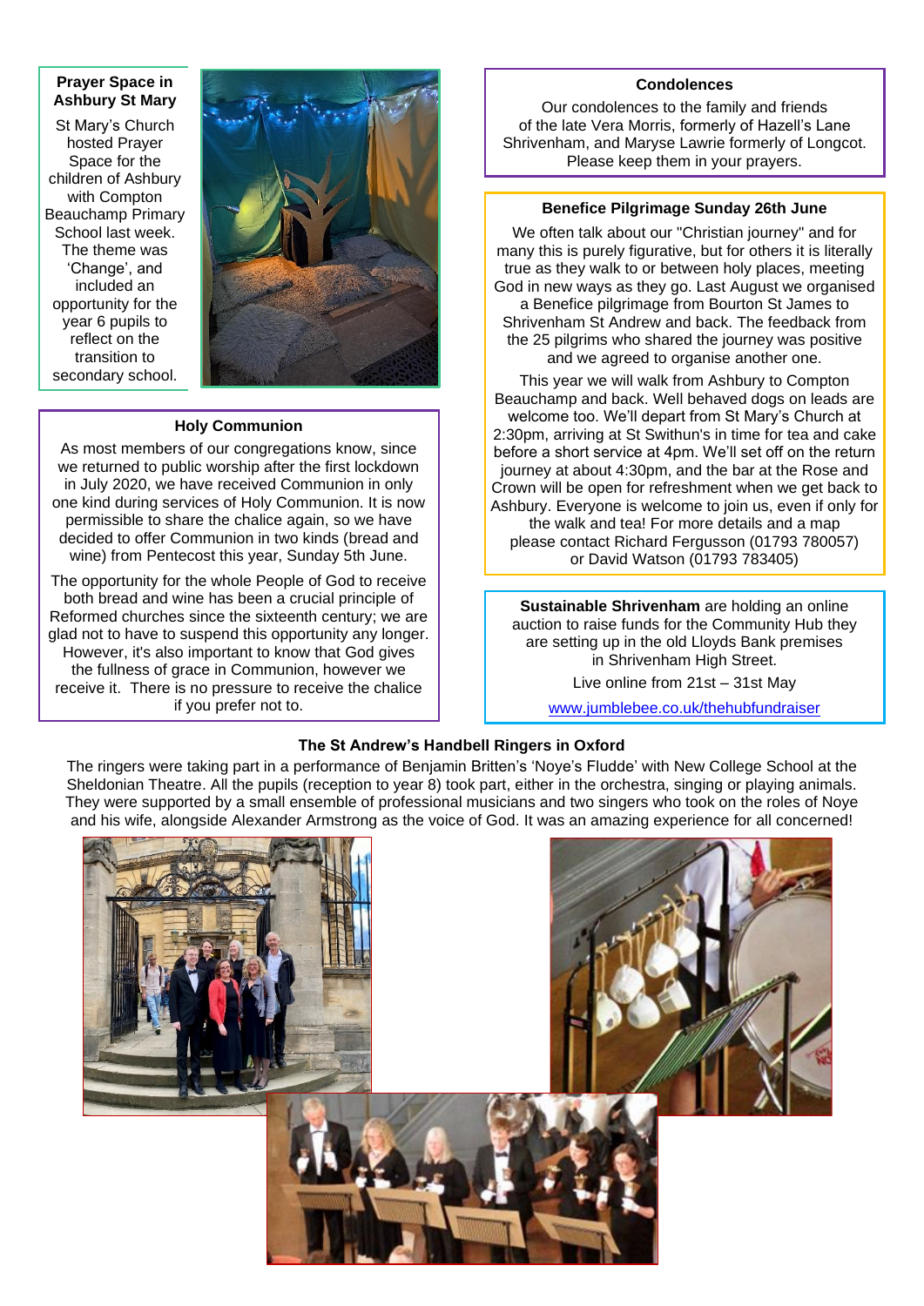### Prayer Space in Ashbury St Mary

St Mary's Church hosted Prayer Space for the children of Ashbury with Compton Beauchamp Primary School last week. The theme was 'Change', and included an opportunity for the year 6 pupils to reflect on the transition to secondary school.

### Holy Communion

As most members of our congregations know, since we returned to public worship after the first lockdown in July 2020, we have received Communion in only one kind during services of Holy Communion. It is now permissible to share the chalice again, so we have decided to offer Communion in two kinds (bread and wine) from Pentecost this year, Sunday 5th June.

The opportunity for the whole People of God to receive both bread and wine has been a crucial principle of Reformed churches since the sixteenth century; we are glad not to have to suspend this opportunity any longer. However, it's also important to know that God gives the fullness of grace in Communion, however we receive it. There is no pressure to receive the chalice if you prefer not to.

### Condolences

Our condolences to the family and friends of the late Vera Morris, formerly of Hazell's Lane Shrivenham, and Maryse Lawrie formerly of Longcot. Please keep them in your prayers.

### Benefice Pilgrimage Sunday 26th June

We often talk about our "Christian journey" and for many this is purely figurative, but for others it is literally true as they walk to or between holy places, meeting God in new ways as they go. Last August we organised a Benefice pilgrimage from Bourton St James to Shrivenham St Andrew and back. The feedback from the 25 pilgrims who shared the journey was positive and we agreed to organise another one.

This year we will walk from Ashbury to Compton Beauchamp and back. Well behaved dogs on leads are welcome too. We'll depart from St Mary's Church at 2:30pm, arriving at St Swithun's in time for tea and cake before a short service at 4pm. We'll set off on the return journey at about 4:30pm, and the bar at the Rose and Crown will be open for refreshment when we get back to Ashbury. Everyone is welcome to join us, even if only for the walk and tea! For more details and a map please contact Richard Fergusson (01793 780057) or David Watson (01793 783405)

**Sustainable Shrivenham** are holding an online auction to raise funds for the Community Hub they are setting up in the old Lloyds Bank premises in Shrivenham High Street.

Live online from 21st – 31st May

www.jumblebee.co.uk/thehubfundraiser

### The St Andrew's Handbell Ringers in Oxford

The ringers were taking part in a performance of Benjamin Britten's 'Noye's Fludde' with New College School at the Sheldonian Theatre. All the pupils (reception to year 8) took part, either in the orchestra, singing or playing animals. They were supported by a small ensemble of professional musicians and two singers who took on the roles of Noye and his wife, alongside Alexander Armstrong as the voice of God. It was an amazing experience for all concerned!